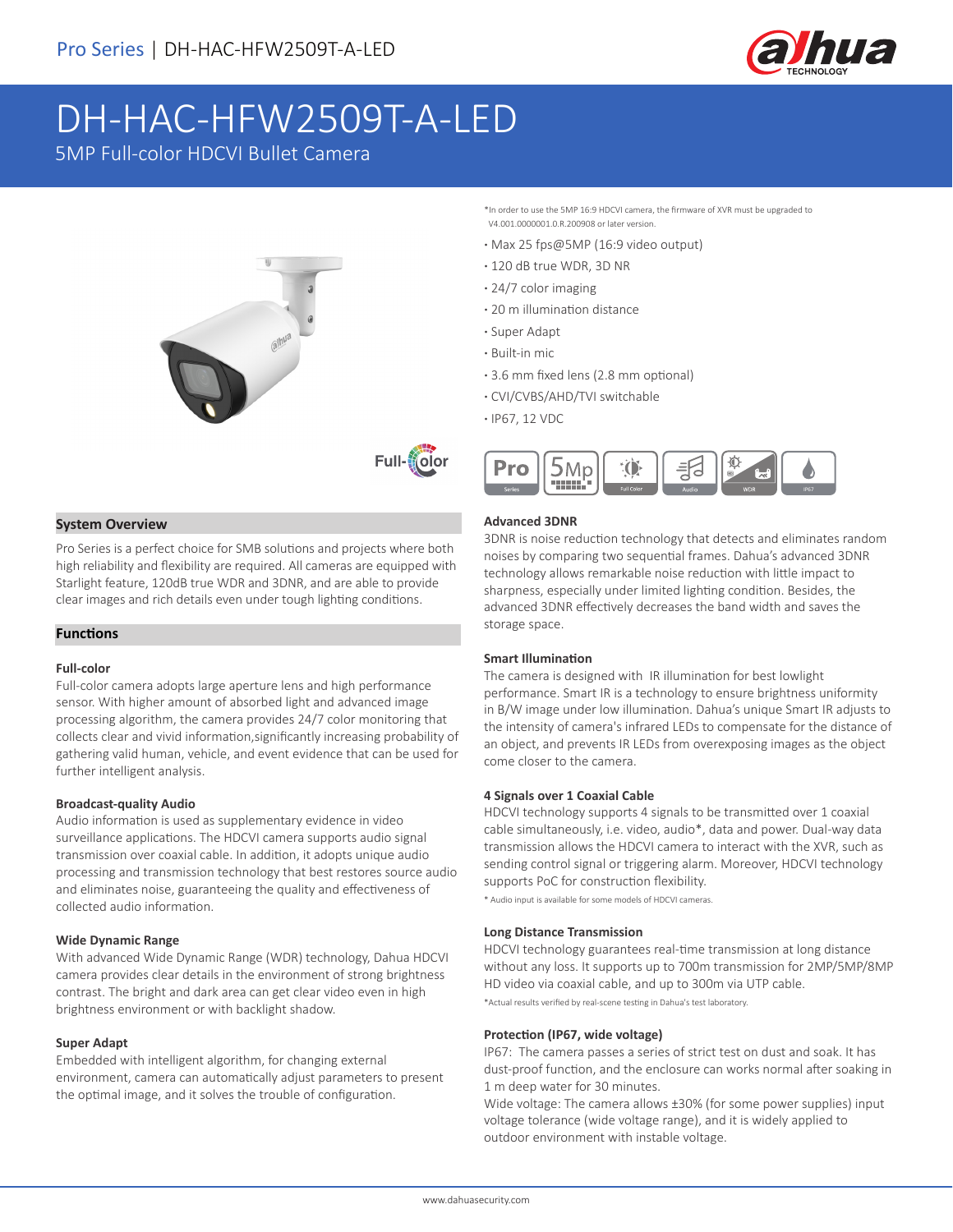Pro Series | DH-HAC-HFW2509T-A-LED

# DH-HAC-HFW2509T-A-LED

5MP Full-color HDCVI Bullet Camera

*In order to use the 5MP 16:9 HDCVI camera, the firmware of XVR must be upgraded to V4.001.0000001.0.R.200908 or later version.

- Max 25 fps@5MP (16:9 video output)
- 120 dB true WDR, 3D NR
- 24/7 color imaging
- 20 m illumination distance
- Super Adapt
- Built-in mic
- 3.6 mm fixed lens (2.8 mm optional)
- CVI/CVBS/AHD/TVI switchable
- IP67, 12 VDC

## System Overview

Pro Series is a perfect choice for SMB solutions and projects where both high reliability and flexibility are required. All cameras are equipped with Starlight feature, 120dB true WDR and 3DNR, and are able to provide clear images and rich details even under tough lighting conditions.

## Functions

### Full-color

Full-color camera adopts large aperture lens and high performance sensor. With higher amount of absorbed light and advanced image processing algorithm, the camera provides 24/7 color monitoring that collects clear and vivid information,significantly increasing probability of gathering valid human, vehicle, and event evidence that can be used for further intelligent analysis.

### Broadcast-quality Audio

Audio information is used as supplementary evidence in video surveillance applications. The HDCVI camera supports audio signal transmission over coaxial cable. In addition, it adopts unique audio processing and transmission technology that best restores source audio and eliminates noise, guaranteeing the quality and effectiveness of collected audio information.

### Wide Dynamic Range

With advanced Wide Dynamic Range (WDR) technology, Dahua HDCVI camera provides clear details in the environment of strong brightness contrast. The bright and dark area can get clear video even in high brightness environment or with backlight shadow.

### Super Adapt

Embedded with intelligent algorithm, for changing external environment, camera can automatically adjust parameters to present the optimal image, and it solves the trouble of configuration.

### Advanced 3DNR

3DNR is noise reduction technology that detects and eliminates random noises by comparing two sequential frames. Dahua's advanced 3DNR technology allows remarkable noise reduction with little impact to sharpness, especially under limited lighting condition. Besides, the advanced 3DNR effectively decreases the band width and saves the storage space.

### Smart Illumination

The camera is designed with IR illumination for best lowlight performance. Smart IR is a technology to ensure brightness uniformity in B/W image under low illumination. Dahua's unique Smart IR adjusts to the intensity of camera's infrared LEDs to compensate for the distance of an object, and prevents IR LEDs from overexposing images as the object come closer to the camera.

### 4 Signals over 1 Coaxial Cable

HDCVI technology supports 4 signals to be transmitted over 1 coaxial cable simultaneously, i.e. video, audio*, data and power. Dual-way data transmission allows the HDCVI camera to interact with the XVR, such as sending control signal or triggering alarm. Moreover, HDCVI technology supports PoC for construction flexibility.

* Audio input is available for some models of HDCVI cameras.

### Long Distance Transmission

HDCVI technology guarantees real-time transmission at long distance without any loss. It supports up to 700m transmission for 2MP/5MP/8MP HD video via coaxial cable, and up to 300m via UTP cable.

*Actual results verified by real-scene testing in Dahua's test laboratory.

### Protection (IP67, wide voltage)

IP67: The camera passes a series of strict test on dust and soak. It has dust-proof function, and the enclosure can works normal after soaking in 1 m deep water for 30 minutes.

Wide voltage: The camera allows ±30% (for some power supplies) input voltage tolerance (wide voltage range), and it is widely applied to outdoor environment with instable voltage.

www.dahuasecurity.com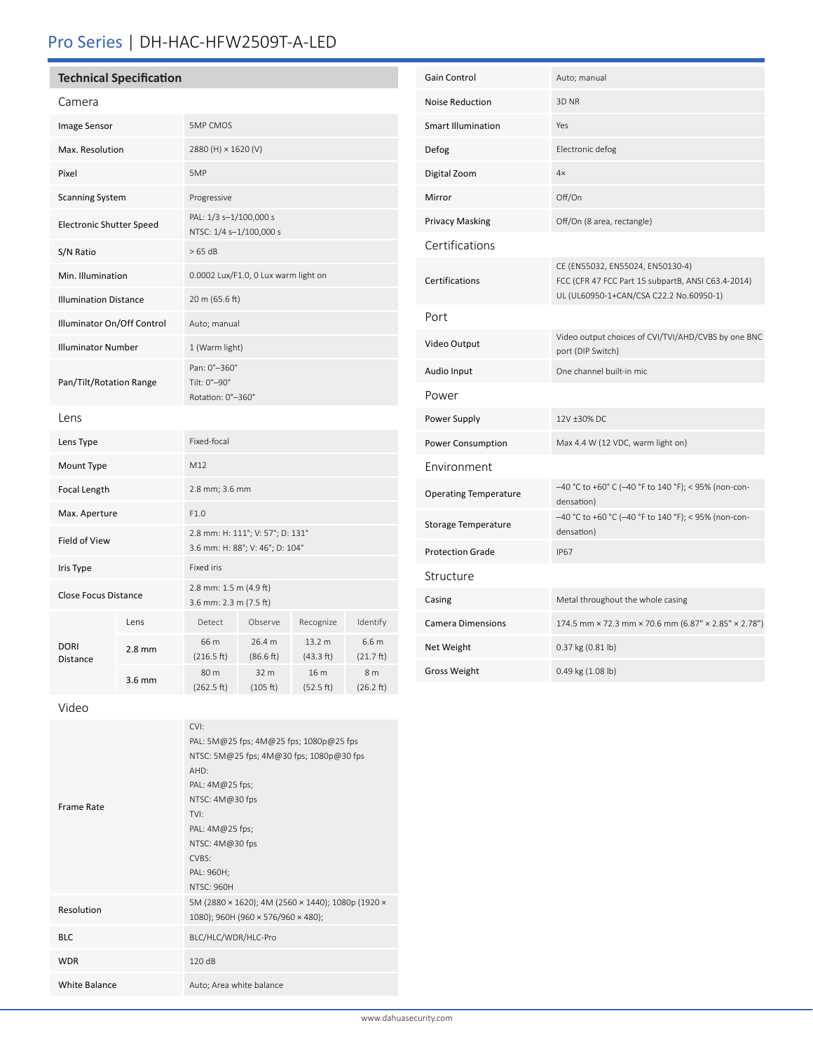# Pro Series | DH-HAC-HFW2509T-A-LED

## Technical Specification

### Camera

| | |
|---|---|
| Image Sensor | 5MP CMOS |
| Max. Resolution | 2880 (H) × 1620 (V) |
| Pixel | 5MP |
| Scanning System | Progressive |
| Electronic Shutter Speed | PAL: 1/3 s–1/100,000 s<br>NTSC: 1/4 s–1/100,000 s |
| S/N Ratio | > 65 dB |
| Min. Illumination | 0.0002 Lux/F1.0, 0 Lux warm light on |
| Illumination Distance | 20 m (65.6 ft) |
| Illuminator On/Off Control | Auto; manual |
| Illuminator Number | 1 (Warm light) |
| Pan/Tilt/Rotation Range | Pan: 0°–360°<br>Tilt: 0°–90°<br>Rotation: 0°–360° |

### Lens

| | |
|---|---|
| Lens Type | Fixed-focal |
| Mount Type | M12 |
| Focal Length | 2.8 mm; 3.6 mm |
| Max. Aperture | F1.0 |
| Field of View | 2.8 mm: H: 111°; V: 57°; D: 131°<br>3.6 mm: H: 88°; V: 46°; D: 104° |
| Iris Type | Fixed iris |
| Close Focus Distance | 2.8 mm: 1.5 m (4.9 ft)<br>3.6 mm: 2.3 m (7.5 ft) |

| DORI Distance | Lens | Detect | Observe | Recognize | Identify |
|---|---|---|---|---|---|
| | 2.8 mm | 66 m (216.5 ft) | 26.4 m (86.6 ft) | 13.2 m (43.3 ft) | 6.6 m (21.7 ft) |
| | 3.6 mm | 80 m (262.5 ft) | 32 m (105 ft) | 16 m (52.5 ft) | 8 m (26.2 ft) |

### Video

| | |
|---|---|
| Frame Rate | CVI:<br>PAL: 5M@25 fps; 4M@25 fps; 1080p@25 fps<br>NTSC: 5M@25 fps; 4M@30 fps; 1080p@30 fps<br>AHD:<br>PAL: 4M@25 fps;<br>NTSC: 4M@30 fps<br>TVI:<br>PAL: 4M@25 fps;<br>NTSC: 4M@30 fps<br>CVBS:<br>PAL: 960H;<br>NTSC: 960H |
| Resolution | 5M (2880 × 1620); 4M (2560 × 1440); 1080p (1920 × 1080); 960H (960 × 576/960 × 480); |
| BLC | BLC/HLC/WDR/HLC-Pro |
| WDR | 120 dB |
| White Balance | Auto; Area white balance |
| Gain Control | Auto; manual |
| Noise Reduction | 3D NR |
| Smart Illumination | Yes |
| Defog | Electronic defog |
| Digital Zoom | 4× |
| Mirror | Off/On |
| Privacy Masking | Off/On (8 area, rectangle) |

### Certifications

| | |
|---|---|
| Certifications | CE (EN55032, EN55024, EN50130-4)<br>FCC (CFR 47 FCC Part 15 subpartB, ANSI C63.4-2014)<br>UL (UL60950-1+CAN/CSA C22.2 No.60950-1) |

### Port

| | |
|---|---|
| Video Output | Video output choices of CVI/TVI/AHD/CVBS by one BNC port (DIP Switch) |
| Audio Input | One channel built-in mic |

### Power

| | |
|---|---|
| Power Supply | 12V ±30% DC |
| Power Consumption | Max 4.4 W (12 VDC, warm light on) |

### Environment

| | |
|---|---|
| Operating Temperature | –40 °C to +60° C (–40 °F to 140 °F); < 95% (non-condensation) |
| Storage Temperature | –40 °C to +60 °C (–40 °F to 140 °F); < 95% (non-condensation) |
| Protection Grade | IP67 |

### Structure

| | |
|---|---|
| Casing | Metal throughout the whole casing |
| Camera Dimensions | 174.5 mm × 72.3 mm × 70.6 mm (6.87" × 2.85" × 2.78") |
| Net Weight | 0.37 kg (0.81 lb) |
| Gross Weight | 0.49 kg (1.08 lb) |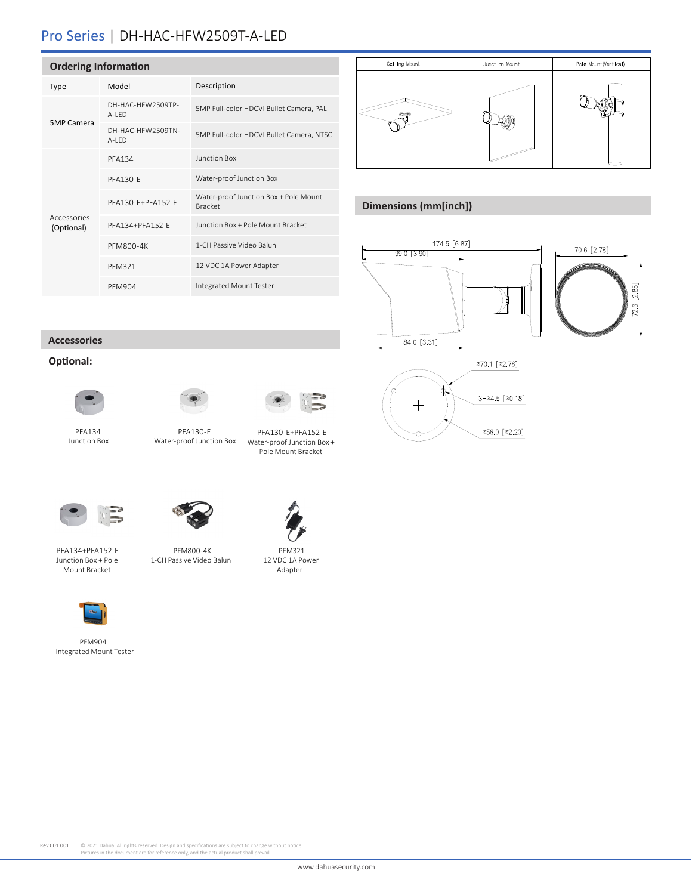## Ordering Information

| Type | Model | Description |
|---|---|---|
| 5MP Camera | DH-HAC-HFW2509TP-A-LED | 5MP Full-color HDCVI Bullet Camera, PAL |
| | DH-HAC-HFW2509TN-A-LED | 5MP Full-color HDCVI Bullet Camera, NTSC |
| Accessories (Optional) | PFA134 | Junction Box |
| | PFA130-E | Water-proof Junction Box |
| | PFA130-E+PFA152-E | Water-proof Junction Box + Pole Mount Bracket |
| | PFA134+PFA152-E | Junction Box + Pole Mount Bracket |
| | PFM800-4K | 1-CH Passive Video Balun |
| | PFM321 | 12 VDC 1A Power Adapter |
| | PFM904 | Integrated Mount Tester |

Ceiling Mount
Junction Mount
Pole Mount(Vertical)

## Dimensions (mm[inch])

174.5 [6.87]
99.0 [3.90]
84.0 [3.31]
70.6 [2.78]
72.3 [2.85]
⌀70.1 [⌀2.76]
3−⌀4.5 [⌀0.18]
⌀56.0 [⌀2.20]

## Accessories

### Optional:

PFA134
Junction Box

PFA130-E
Water-proof Junction Box

PFA130-E+PFA152-E
Water-proof Junction Box + Pole Mount Bracket

PFA134+PFA152-E
Junction Box + Pole Mount Bracket

PFM800-4K
1-CH Passive Video Balun

PFM321
12 VDC 1A Power Adapter

PFM904
Integrated Mount Tester

Rev 001.001 © 2021 Dahua. All rights reserved. Design and specifications are subject to change without notice.
Pictures in the document are for reference only, and the actual product shall prevail.

www.dahuasecurity.com